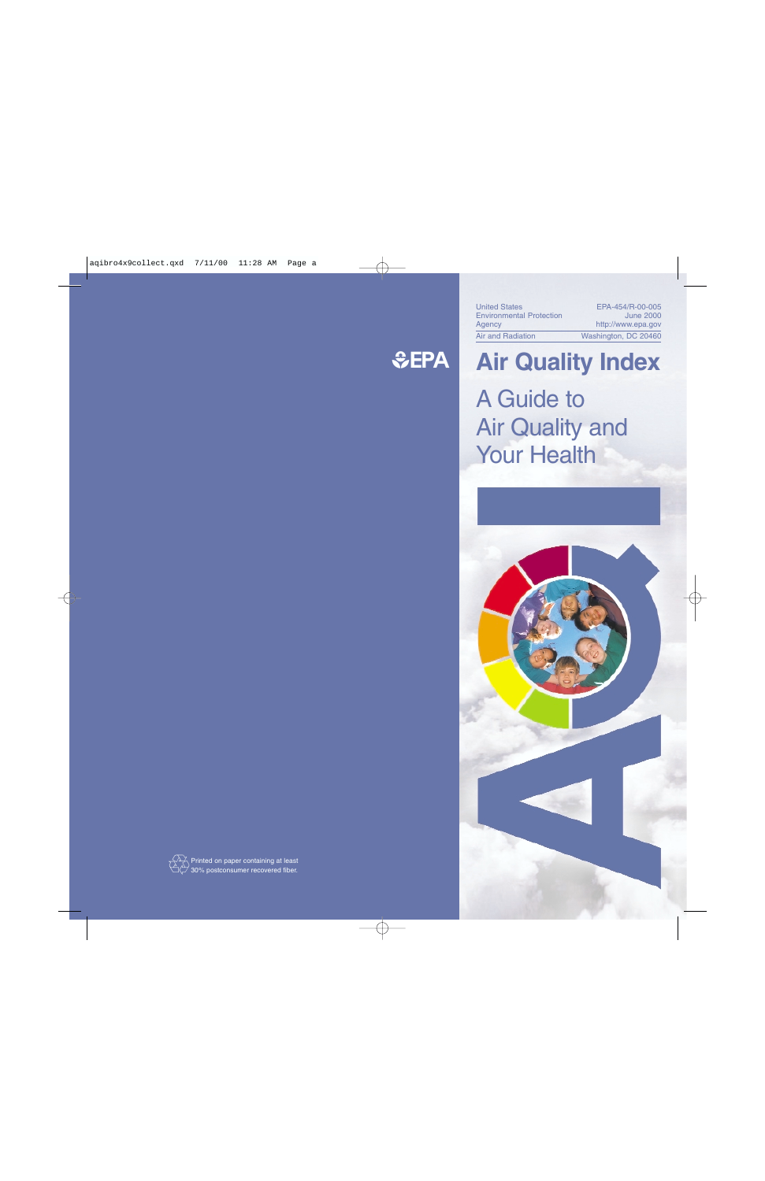United States Environmental Protection Agency

Air and Radiation

EPA-454/R-00-005
June 2000
http://www.epa.gov
Washington, DC 20460

EPA

# Air Quality Index

## A Guide to Air Quality and Your Health

AQI

Printed on paper containing at least 30% postconsumer recovered fiber.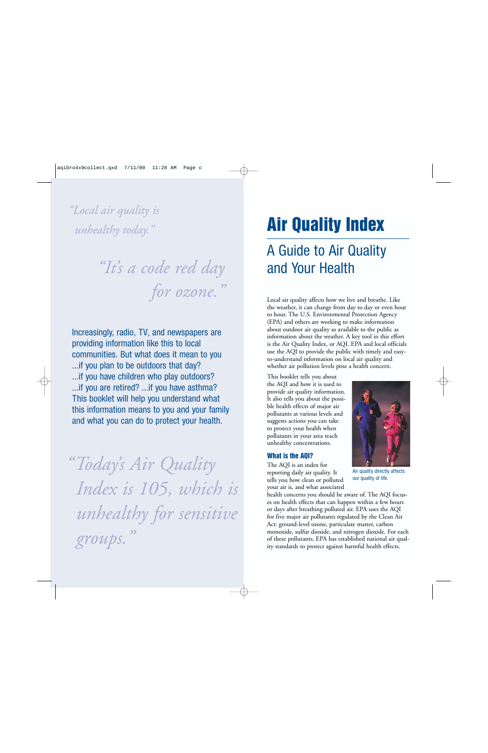*"Local air quality is unhealthy today."*

*"It's a code red day for ozone."*

Increasingly, radio, TV, and newspapers are providing information like this to local communities. But what does it mean to you ...if you plan to be outdoors that day? ...if you have children who play outdoors? ...if you are retired? ...if you have asthma? This booklet will help you understand what this information means to you and your family and what you can do to protect your health.

*"Today's Air Quality Index is 105, which is unhealthy for sensitive groups."*

# Air Quality Index

## A Guide to Air Quality and Your Health

Local air quality affects how we live and breathe. Like the weather, it can change from day to day or even hour to hour. The U.S. Environmental Protection Agency (EPA) and others are working to make information about outdoor air quality as available to the public as information about the weather. A key tool in this effort is the Air Quality Index, or AQI. EPA and local officials use the AQI to provide the public with timely and easy-to-understand information on local air quality and whether air pollution levels pose a health concern.

This booklet tells you about the AQI and how it is used to provide air quality information. It also tells you about the possible health effects of major air pollutants at various levels and suggests actions you can take to protect your health when pollutants in your area reach unhealthy concentrations.

Air quality directly affects our quality of life.

### What is the AQI?

The AQI is an index for reporting daily air quality. It tells you how clean or polluted your air is, and what associated health concerns you should be aware of. The AQI focuses on health effects that can happen within a few hours or days after breathing polluted air. EPA uses the AQI for five major air pollutants regulated by the Clean Air Act: ground-level ozone, particulate matter, carbon monoxide, sulfur dioxide, and nitrogen dioxide. For each of these pollutants, EPA has established national air quality standards to protect against harmful health effects.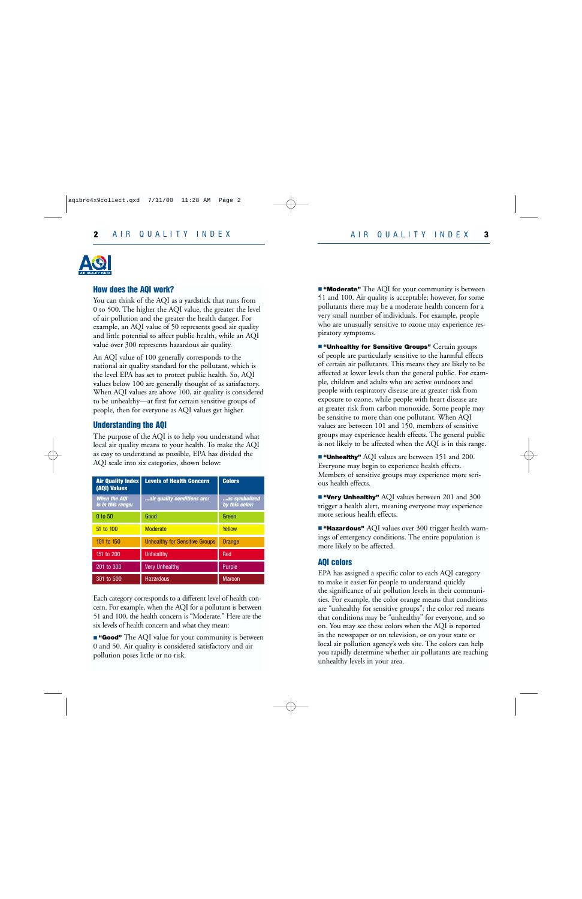## How does the AQI work?

You can think of the AQI as a yardstick that runs from 0 to 500. The higher the AQI value, the greater the level of air pollution and the greater the health danger. For example, an AQI value of 50 represents good air quality and little potential to affect public health, while an AQI value over 300 represents hazardous air quality.

An AQI value of 100 generally corresponds to the national air quality standard for the pollutant, which is the level EPA has set to protect public health. So, AQI values below 100 are generally thought of as satisfactory. When AQI values are above 100, air quality is considered to be unhealthy—at first for certain sensitive groups of people, then for everyone as AQI values get higher.

## Understanding the AQI

The purpose of the AQI is to help you understand what local air quality means to your health. To make the AQI as easy to understand as possible, EPA has divided the AQI scale into six categories, shown below:

| Air Quality Index (AQI) Values | Levels of Health Concern | Colors |
|---|---|---|
| *When the AQI is in this range:* | *...air quality conditions are:* | *...as symbolized by this color:* |
| 0 to 50 | Good | Green |
| 51 to 100 | Moderate | Yellow |
| 101 to 150 | Unhealthy for Sensitive Groups | Orange |
| 151 to 200 | Unhealthy | Red |
| 201 to 300 | Very Unhealthy | Purple |
| 301 to 500 | Hazardous | Maroon |

Each category corresponds to a different level of health concern. For example, when the AQI for a pollutant is between 51 and 100, the health concern is "Moderate." Here are the six levels of health concern and what they mean:

- **"Good"** The AQI value for your community is between 0 and 50. Air quality is considered satisfactory and air pollution poses little or no risk.

- **"Moderate"** The AQI for your community is between 51 and 100. Air quality is acceptable; however, for some pollutants there may be a moderate health concern for a very small number of individuals. For example, people who are unusually sensitive to ozone may experience respiratory symptoms.

- **"Unhealthy for Sensitive Groups"** Certain groups of people are particularly sensitive to the harmful effects of certain air pollutants. This means they are likely to be affected at lower levels than the general public. For example, children and adults who are active outdoors and people with respiratory disease are at greater risk from exposure to ozone, while people with heart disease are at greater risk from carbon monoxide. Some people may be sensitive to more than one pollutant. When AQI values are between 101 and 150, members of sensitive groups may experience health effects. The general public is not likely to be affected when the AQI is in this range.

- **"Unhealthy"** AQI values are between 151 and 200. Everyone may begin to experience health effects. Members of sensitive groups may experience more serious health effects.

- **"Very Unhealthy"** AQI values between 201 and 300 trigger a health alert, meaning everyone may experience more serious health effects.

- **"Hazardous"** AQI values over 300 trigger health warnings of emergency conditions. The entire population is more likely to be affected.

## AQI colors

EPA has assigned a specific color to each AQI category to make it easier for people to understand quickly the significance of air pollution levels in their communities. For example, the color orange means that conditions are "unhealthy for sensitive groups"; the color red means that conditions may be "unhealthy" for everyone, and so on. You may see these colors when the AQI is reported in the newspaper or on television, or on your state or local air pollution agency's web site. The colors can help you rapidly determine whether air pollutants are reaching unhealthy levels in your area.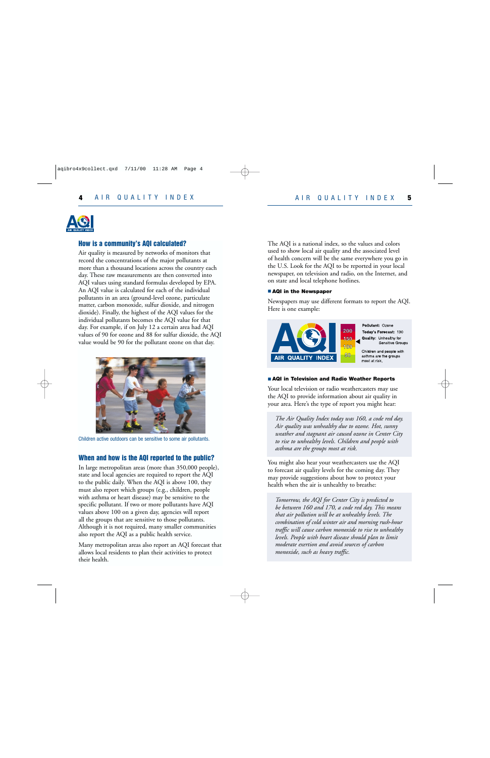## How is a community's AQI calculated?

Air quality is measured by networks of monitors that record the concentrations of the major pollutants at more than a thousand locations across the country each day. These raw measurements are then converted into AQI values using standard formulas developed by EPA. An AQI value is calculated for each of the individual pollutants in an area (ground-level ozone, particulate matter, carbon monoxide, sulfur dioxide, and nitrogen dioxide). Finally, the highest of the AQI values for the individual pollutants becomes the AQI value for that day. For example, if on July 12 a certain area had AQI values of 90 for ozone and 88 for sulfur dioxide, the AQI value would be 90 for the pollutant ozone on that day.

Children active outdoors can be sensitive to some air pollutants.

## When and how is the AQI reported to the public?

In large metropolitan areas (more than 350,000 people), state and local agencies are required to report the AQI to the public daily. When the AQI is above 100, they must also report which groups (e.g., children, people with asthma or heart disease) may be sensitive to the specific pollutant. If two or more pollutants have AQI values above 100 on a given day, agencies will report all the groups that are sensitive to those pollutants. Although it is not required, many smaller communities also report the AQI as a public health service.

Many metropolitan areas also report an AQI forecast that allows local residents to plan their activities to protect their health.

The AQI is a national index, so the values and colors used to show local air quality and the associated level of health concern will be the same everywhere you go in the U.S. Look for the AQI to be reported in your local newspaper, on television and radio, on the Internet, and on state and local telephone hotlines.

### AQI in the Newspaper

Newspapers may use different formats to report the AQI. Here is one example:

AIR QUALITY INDEX

200
150
100
50

**Pollutant:** Ozone
**Today's Forecast:** 130
**Quality:** Unhealthy for Sensitive Groups

Children and people with asthma are the groups most at risk.

### AQI in Television and Radio Weather Reports

Your local television or radio weathercasters may use the AQI to provide information about air quality in your area. Here's the type of report you might hear:

> *The Air Quality Index today was 160, a code red day. Air quality was unhealthy due to ozone. Hot, sunny weather and stagnant air caused ozone in Center City to rise to unhealthy levels. Children and people with asthma are the groups most at risk.*

You might also hear your weathercasters use the AQI to forecast air quality levels for the coming day. They may provide suggestions about how to protect your health when the air is unhealthy to breathe:

> *Tomorrow, the AQI for Center City is predicted to be between 160 and 170, a code red day. This means that air pollution will be at unhealthy levels. The combination of cold winter air and morning rush-hour traffic will cause carbon monoxide to rise to unhealthy levels. People with heart disease should plan to limit moderate exertion and avoid sources of carbon monoxide, such as heavy traffic.*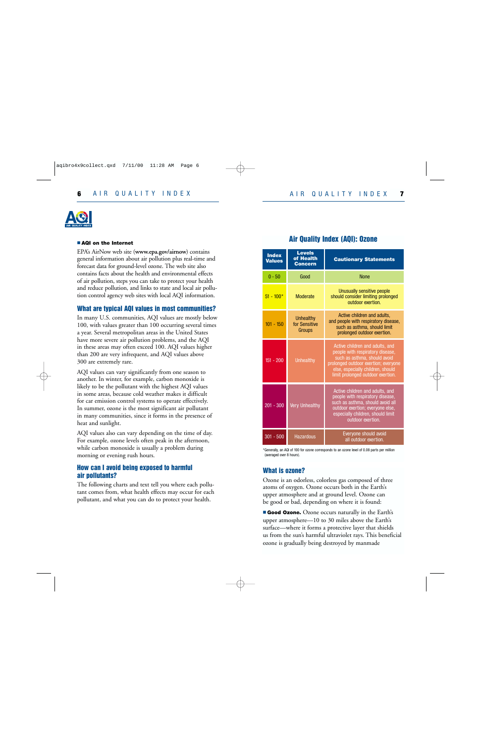**AQI on the Internet**

EPA's AirNow web site (**www.epa.gov/airnow**) contains general information about air pollution plus real-time and forecast data for ground-level ozone. The web site also contains facts about the health and environmental effects of air pollution, steps you can take to protect your health and reduce pollution, and links to state and local air pollution control agency web sites with local AQI information.

## What are typical AQI values in most communities?

In many U.S. communities, AQI values are mostly below 100, with values greater than 100 occurring several times a year. Several metropolitan areas in the United States have more severe air pollution problems, and the AQI in these areas may often exceed 100. AQI values higher than 200 are very infrequent, and AQI values above 300 are extremely rare.

AQI values can vary significantly from one season to another. In winter, for example, carbon monoxide is likely to be the pollutant with the highest AQI values in some areas, because cold weather makes it difficult for car emission control systems to operate effectively. In summer, ozone is the most significant air pollutant in many communities, since it forms in the presence of heat and sunlight.

AQI values also can vary depending on the time of day. For example, ozone levels often peak in the afternoon, while carbon monoxide is usually a problem during morning or evening rush hours.

## How can I avoid being exposed to harmful air pollutants?

The following charts and text tell you where each pollutant comes from, what health effects may occur for each pollutant, and what you can do to protect your health.

## Air Quality Index (AQI): Ozone

| Index Values | Levels of Health Concern | Cautionary Statements |
|---|---|---|
| 0 - 50 | Good | None |
| 51 - 100* | Moderate | Unusually sensitive people should consider limiting prolonged outdoor exertion. |
| 101 - 150 | Unhealthy for Sensitive Groups | Active children and adults, and people with respiratory disease, such as asthma, should limit prolonged outdoor exertion. |
| 151 - 200 | Unhealthy | Active children and adults, and people with respiratory disease, such as asthma, should avoid prolonged outdoor exertion; everyone else, especially children, should limit prolonged outdoor exertion. |
| 201 - 300 | Very Unhealthy | Active children and adults, and people with respiratory disease, such as asthma, should avoid all outdoor exertion; everyone else, especially children, should limit outdoor exertion. |
| 301 - 500 | Hazardous | Everyone should avoid all outdoor exertion. |

*Generally, an AQI of 100 for ozone corresponds to an ozone level of 0.08 parts per million (averaged over 8 hours).

## What is ozone?

Ozone is an odorless, colorless gas composed of three atoms of oxygen. Ozone occurs both in the Earth's upper atmosphere and at ground level. Ozone can be good or bad, depending on where it is found:

**Good Ozone.** Ozone occurs naturally in the Earth's upper atmosphere—10 to 30 miles above the Earth's surface—where it forms a protective layer that shields us from the sun's harmful ultraviolet rays. This beneficial ozone is gradually being destroyed by manmade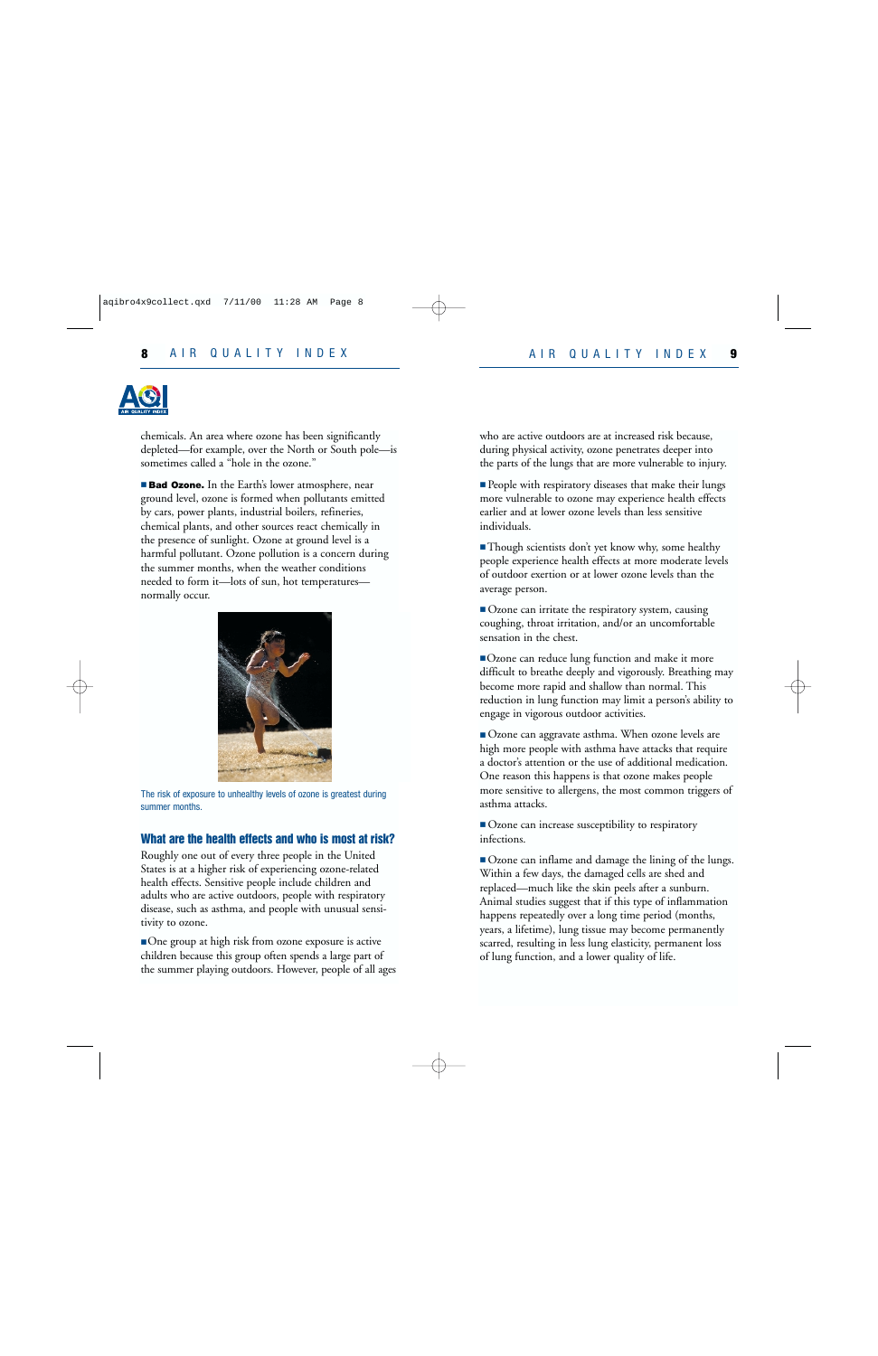chemicals. An area where ozone has been significantly depleted—for example, over the North or South pole—is sometimes called a "hole in the ozone."

■ **Bad Ozone.** In the Earth's lower atmosphere, near ground level, ozone is formed when pollutants emitted by cars, power plants, industrial boilers, refineries, chemical plants, and other sources react chemically in the presence of sunlight. Ozone at ground level is a harmful pollutant. Ozone pollution is a concern during the summer months, when the weather conditions needed to form it—lots of sun, hot temperatures—normally occur.

The risk of exposure to unhealthy levels of ozone is greatest during summer months.

## What are the health effects and who is most at risk?

Roughly one out of every three people in the United States is at a higher risk of experiencing ozone-related health effects. Sensitive people include children and adults who are active outdoors, people with respiratory disease, such as asthma, and people with unusual sensitivity to ozone.

■ One group at high risk from ozone exposure is active children because this group often spends a large part of the summer playing outdoors. However, people of all ages who are active outdoors are at increased risk because, during physical activity, ozone penetrates deeper into the parts of the lungs that are more vulnerable to injury.

■ People with respiratory diseases that make their lungs more vulnerable to ozone may experience health effects earlier and at lower ozone levels than less sensitive individuals.

■ Though scientists don't yet know why, some healthy people experience health effects at more moderate levels of outdoor exertion or at lower ozone levels than the average person.

■ Ozone can irritate the respiratory system, causing coughing, throat irritation, and/or an uncomfortable sensation in the chest.

■ Ozone can reduce lung function and make it more difficult to breathe deeply and vigorously. Breathing may become more rapid and shallow than normal. This reduction in lung function may limit a person's ability to engage in vigorous outdoor activities.

■ Ozone can aggravate asthma. When ozone levels are high more people with asthma have attacks that require a doctor's attention or the use of additional medication. One reason this happens is that ozone makes people more sensitive to allergens, the most common triggers of asthma attacks.

■ Ozone can increase susceptibility to respiratory infections.

■ Ozone can inflame and damage the lining of the lungs. Within a few days, the damaged cells are shed and replaced—much like the skin peels after a sunburn. Animal studies suggest that if this type of inflammation happens repeatedly over a long time period (months, years, a lifetime), lung tissue may become permanently scarred, resulting in less lung elasticity, permanent loss of lung function, and a lower quality of life.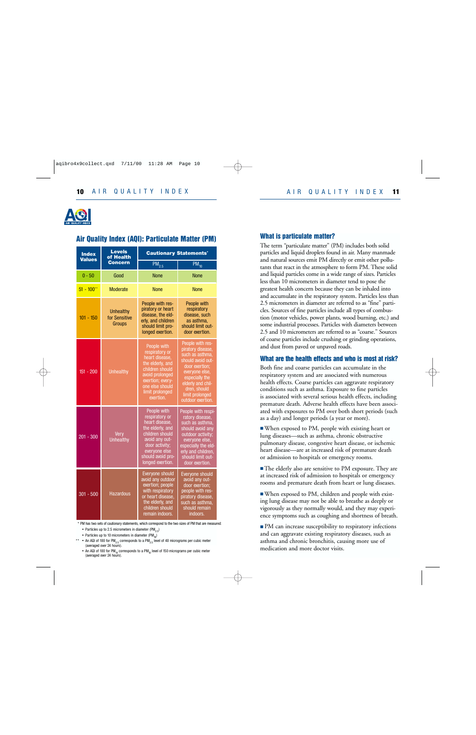## Air Quality Index (AQI): Particulate Matter (PM)

| Index Values | Levels of Health Concern | Cautionary Statements* | |
|---|---|---|---|
| | | $PM_{2.5}$ | $PM_{10}$ |
| 0 - 50 | Good | None | None |
| 51 - 100** | Moderate | None | None |
| 101 - 150 | Unhealthy for Sensitive Groups | People with respiratory or heart disease, the elderly, and children should limit prolonged exertion. | People with respiratory disease, such as asthma, should limit outdoor exertion. |
| 151 - 200 | Unhealthy | People with respiratory or heart disease, the elderly, and children should avoid prolonged exertion; everyone else should limit prolonged exertion. | People with respiratory disease, such as asthma, should avoid outdoor exertion; everyone else, especially the elderly and children, should limit prolonged outdoor exertion. |
| 201 - 300 | Very Unhealthy | People with respiratory or heart disease, the elderly, and children should avoid any outdoor activity; everyone else should avoid prolonged exertion. | People with respiratory disease, such as asthma, should avoid any outdoor activity; everyone else, especially the elderly and children, should limit outdoor exertion. |
| 301 - 500 | Hazardous | Everyone should avoid any outdoor exertion; people with respiratory or heart disease, the elderly, and children should remain indoors. | Everyone should avoid any outdoor exertion; people with respiratory disease, such as asthma, should remain indoors. |

\* PM has two sets of cautionary statements, which correspond to the two sizes of PM that are measured:
- Particles up to 2.5 micrometers in diameter ($PM_{2.5}$)
- Particles up to 10 micrometers in diameter ($PM_{10}$)

** 
- An AQI of 100 for $PM_{2.5}$ corresponds to a $PM_{2.5}$ level of 40 micrograms per cubic meter (averaged over 24 hours).
- An AQI of 100 for $PM_{10}$ corresponds to a $PM_{10}$ level of 150 micrograms per cubic meter (averaged over 24 hours).

### What is particulate matter?

The term "particulate matter" (PM) includes both solid particles and liquid droplets found in air. Many manmade and natural sources emit PM directly or emit other pollutants that react in the atmosphere to form PM. These solid and liquid particles come in a wide range of sizes. Particles less than 10 micrometers in diameter tend to pose the greatest health concern because they can be inhaled into and accumulate in the respiratory system. Particles less than 2.5 micrometers in diameter are referred to as "fine" particles. Sources of fine particles include all types of combustion (motor vehicles, power plants, wood burning, etc.) and some industrial processes. Particles with diameters between 2.5 and 10 micrometers are referred to as "coarse." Sources of coarse particles include crushing or grinding operations, and dust from paved or unpaved roads.

### What are the health effects and who is most at risk?

Both fine and coarse particles can accumulate in the respiratory system and are associated with numerous health effects. Coarse particles can aggravate respiratory conditions such as asthma. Exposure to fine particles is associated with several serious health effects, including premature death. Adverse health effects have been associated with exposures to PM over both short periods (such as a day) and longer periods (a year or more).

- When exposed to PM, people with existing heart or lung diseases—such as asthma, chronic obstructive pulmonary disease, congestive heart disease, or ischemic heart disease—are at increased risk of premature death or admission to hospitals or emergency rooms.
- The elderly also are sensitive to PM exposure. They are at increased risk of admission to hospitals or emergency rooms and premature death from heart or lung diseases.
- When exposed to PM, children and people with existing lung disease may not be able to breathe as deeply or vigorously as they normally would, and they may experience symptoms such as coughing and shortness of breath.
- PM can increase susceptibility to respiratory infections and can aggravate existing respiratory diseases, such as asthma and chronic bronchitis, causing more use of medication and more doctor visits.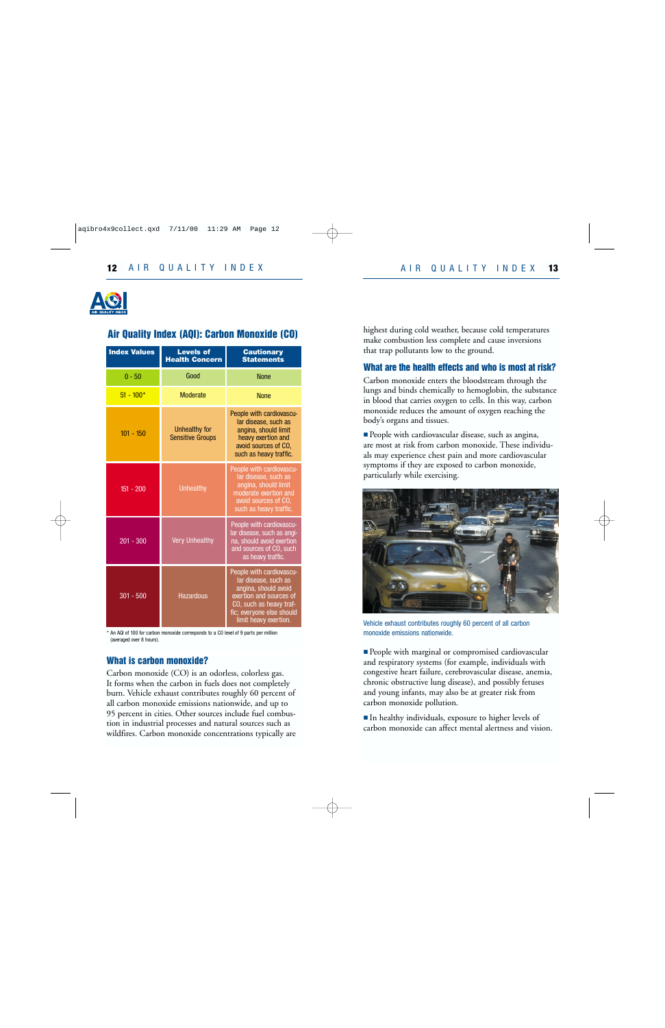## Air Quality Index (AQI): Carbon Monoxide (CO)

| Index Values | Levels of Health Concern | Cautionary Statements |
|---|---|---|
| 0 - 50 | Good | None |
| 51 - 100* | Moderate | None |
| 101 - 150 | Unhealthy for Sensitive Groups | People with cardiovascular disease, such as angina, should limit heavy exertion and avoid sources of CO, such as heavy traffic. |
| 151 - 200 | Unhealthy | People with cardiovascular disease, such as angina, should limit moderate exertion and avoid sources of CO, such as heavy traffic. |
| 201 - 300 | Very Unhealthy | People with cardiovascular disease, such as angina, should avoid exertion and sources of CO, such as heavy traffic. |
| 301 - 500 | Hazardous | People with cardiovascular disease, such as angina, should avoid exertion and sources of CO, such as heavy traffic; everyone else should limit heavy exertion. |

* An AQI of 100 for carbon monoxide corresponds to a CO level of 9 parts per million (averaged over 8 hours).

### What is carbon monoxide?

Carbon monoxide (CO) is an odorless, colorless gas. It forms when the carbon in fuels does not completely burn. Vehicle exhaust contributes roughly 60 percent of all carbon monoxide emissions nationwide, and up to 95 percent in cities. Other sources include fuel combustion in industrial processes and natural sources such as wildfires. Carbon monoxide concentrations typically are highest during cold weather, because cold temperatures make combustion less complete and cause inversions that trap pollutants low to the ground.

### What are the health effects and who is most at risk?

Carbon monoxide enters the bloodstream through the lungs and binds chemically to hemoglobin, the substance in blood that carries oxygen to cells. In this way, carbon monoxide reduces the amount of oxygen reaching the body's organs and tissues.

- People with cardiovascular disease, such as angina, are most at risk from carbon monoxide. These individuals may experience chest pain and more cardiovascular symptoms if they are exposed to carbon monoxide, particularly while exercising.

Vehicle exhaust contributes roughly 60 percent of all carbon monoxide emissions nationwide.

- People with marginal or compromised cardiovascular and respiratory systems (for example, individuals with congestive heart failure, cerebrovascular disease, anemia, chronic obstructive lung disease), and possibly fetuses and young infants, may also be at greater risk from carbon monoxide pollution.

- In healthy individuals, exposure to higher levels of carbon monoxide can affect mental alertness and vision.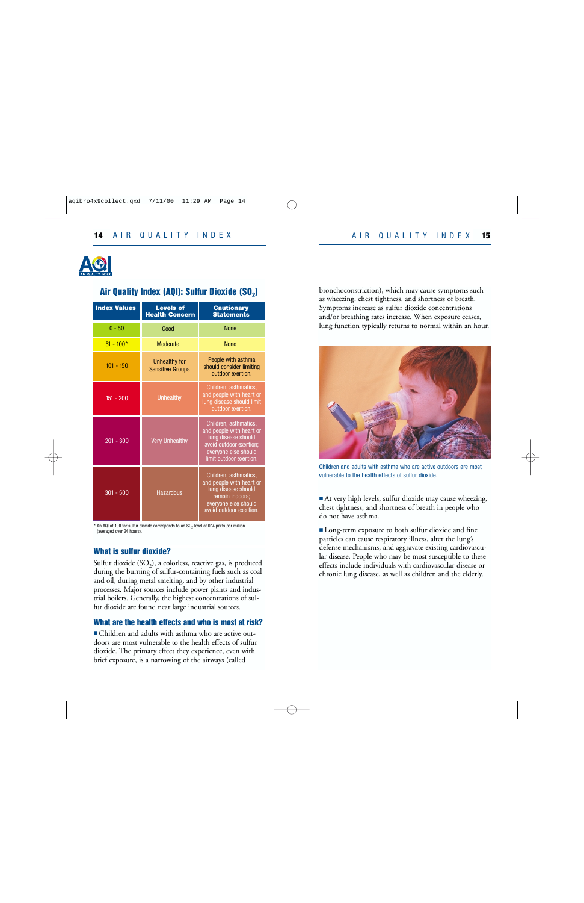## Air Quality Index (AQI): Sulfur Dioxide ($SO_2$)

| Index Values | Levels of Health Concern | Cautionary Statements |
|---|---|---|
| 0 - 50 | Good | None |
| 51 - 100* | Moderate | None |
| 101 - 150 | Unhealthy for Sensitive Groups | People with asthma should consider limiting outdoor exertion. |
| 151 - 200 | Unhealthy | Children, asthmatics, and people with heart or lung disease should limit outdoor exertion. |
| 201 - 300 | Very Unhealthy | Children, asthmatics, and people with heart or lung disease should avoid outdoor exertion; everyone else should limit outdoor exertion. |
| 301 - 500 | Hazardous | Children, asthmatics, and people with heart or lung disease should remain indoors; everyone else should avoid outdoor exertion. |

\* An AQI of 100 for sulfur dioxide corresponds to an $SO_2$ level of 0.14 parts per million (averaged over 24 hours).

### What is sulfur dioxide?

Sulfur dioxide ($SO_2$), a colorless, reactive gas, is produced during the burning of sulfur-containing fuels such as coal and oil, during metal smelting, and by other industrial processes. Major sources include power plants and industrial boilers. Generally, the highest concentrations of sulfur dioxide are found near large industrial sources.

### What are the health effects and who is most at risk?

- Children and adults with asthma who are active outdoors are most vulnerable to the health effects of sulfur dioxide. The primary effect they experience, even with brief exposure, is a narrowing of the airways (called bronchoconstriction), which may cause symptoms such as wheezing, chest tightness, and shortness of breath. Symptoms increase as sulfur dioxide concentrations and/or breathing rates increase. When exposure ceases, lung function typically returns to normal within an hour.

Children and adults with asthma who are active outdoors are most vulnerable to the health effects of sulfur dioxide.

- At very high levels, sulfur dioxide may cause wheezing, chest tightness, and shortness of breath in people who do not have asthma.

- Long-term exposure to both sulfur dioxide and fine particles can cause respiratory illness, alter the lung's defense mechanisms, and aggravate existing cardiovascular disease. People who may be most susceptible to these effects include individuals with cardiovascular disease or chronic lung disease, as well as children and the elderly.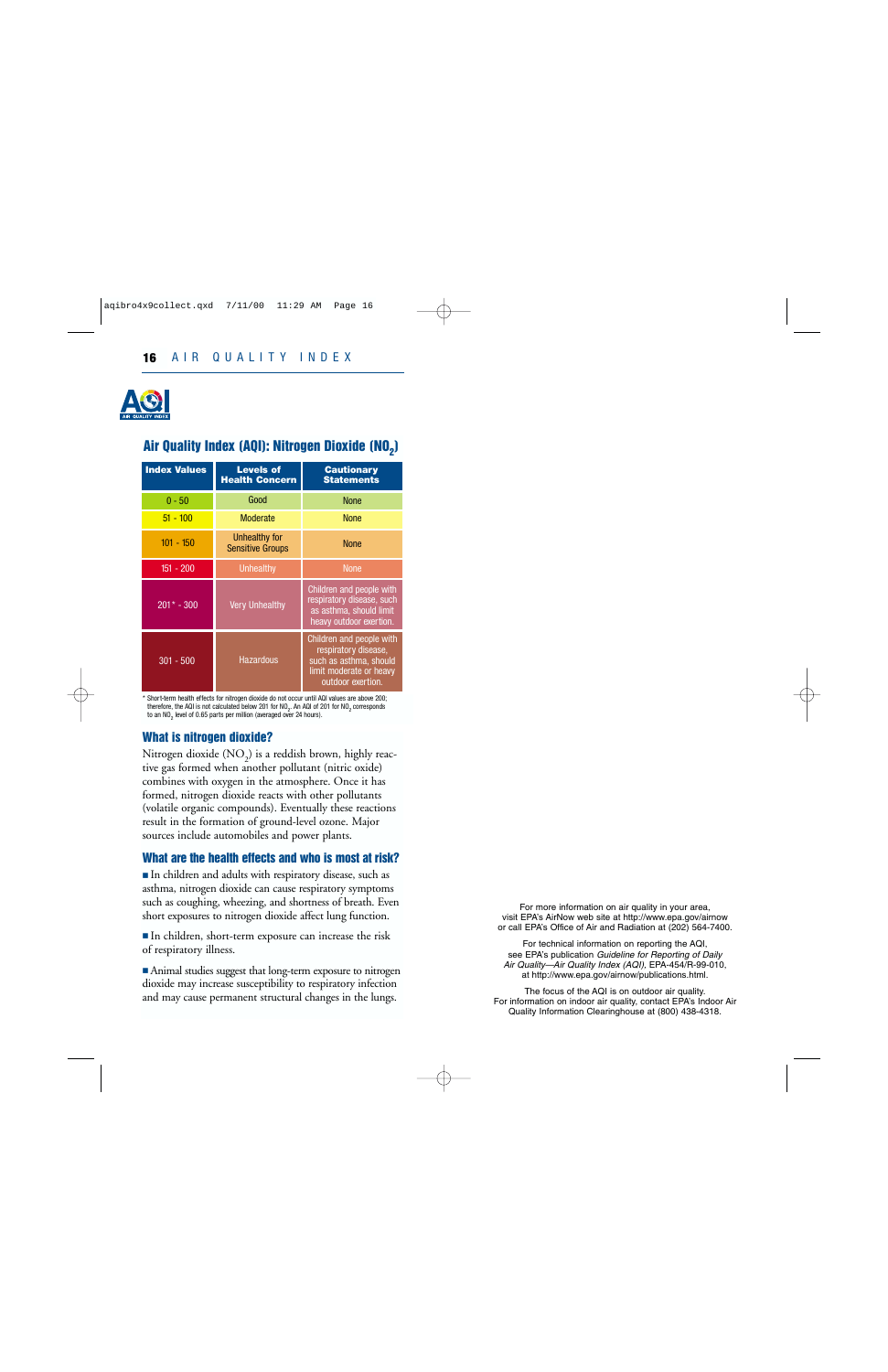## Air Quality Index (AQI): Nitrogen Dioxide ($NO_2$)

| Index Values | Levels of Health Concern | Cautionary Statements |
|---|---|---|
| 0 - 50 | Good | None |
| 51 - 100 | Moderate | None |
| 101 - 150 | Unhealthy for Sensitive Groups | None |
| 151 - 200 | Unhealthy | None |
| 201* - 300 | Very Unhealthy | Children and people with respiratory disease, such as asthma, should limit heavy outdoor exertion. |
| 301 - 500 | Hazardous | Children and people with respiratory disease, such as asthma, should limit moderate or heavy outdoor exertion. |

* Short-term health effects for nitrogen dioxide do not occur until AQI values are above 200; therefore, the AQI is not calculated below 201 for $NO_2$. An AQI of 201 for $NO_2$ corresponds to an $NO_2$ level of 0.65 parts per million (averaged over 24 hours).

### What is nitrogen dioxide?

Nitrogen dioxide ($NO_2$) is a reddish brown, highly reactive gas formed when another pollutant (nitric oxide) combines with oxygen in the atmosphere. Once it has formed, nitrogen dioxide reacts with other pollutants (volatile organic compounds). Eventually these reactions result in the formation of ground-level ozone. Major sources include automobiles and power plants.

### What are the health effects and who is most at risk?

- In children and adults with respiratory disease, such as asthma, nitrogen dioxide can cause respiratory symptoms such as coughing, wheezing, and shortness of breath. Even short exposures to nitrogen dioxide affect lung function.
- In children, short-term exposure can increase the risk of respiratory illness.
- Animal studies suggest that long-term exposure to nitrogen dioxide may increase susceptibility to respiratory infection and may cause permanent structural changes in the lungs.

For more information on air quality in your area, visit EPA's AirNow web site at http://www.epa.gov/airnow or call EPA's Office of Air and Radiation at (202) 564-7400.

For technical information on reporting the AQI, see EPA's publication *Guideline for Reporting of Daily Air Quality—Air Quality Index (AQI)*, EPA-454/R-99-010, at http://www.epa.gov/airnow/publications.html.

The focus of the AQI is on outdoor air quality. For information on indoor air quality, contact EPA's Indoor Air Quality Information Clearinghouse at (800) 438-4318.